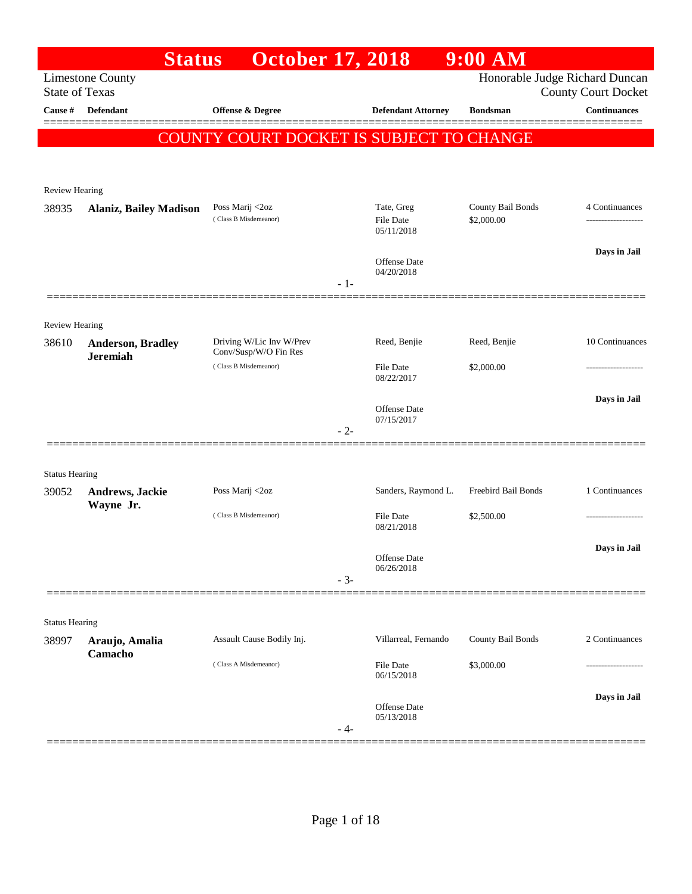# Status October 17, 2018 9:00 AM

Limestone County
State of Texas

Honorable Judge Richard Duncan
County Court Docket

| Cause # | Defendant | Offense & Degree | Defendant Attorney | Bondsman | Continuances |
|---|---|---|---|---|---|

**COUNTY COURT DOCKET IS SUBJECT TO CHANGE**

Review Hearing

| Cause # | Defendant | Offense & Degree | Defendant Attorney | Bondsman | Continuances |
|---|---|---|---|---|---|
| 38935 | **Alaniz, Bailey Madison** | Poss Marij <2oz<br>( Class B Misdemeanor) | Tate, Greg<br>File Date 05/11/2018<br>Offense Date 04/20/2018 | County Bail Bonds<br>$2,000.00 | 4 Continuances<br>-------------------<br>**Days in Jail** |

- 1-

Review Hearing

| Cause # | Defendant | Offense & Degree | Defendant Attorney | Bondsman | Continuances |
|---|---|---|---|---|---|
| 38610 | **Anderson, Bradley Jeremiah** | Driving W/Lic Inv W/Prev Conv/Susp/W/O Fin Res<br>( Class B Misdemeanor) | Reed, Benjie<br>File Date 08/22/2017<br>Offense Date 07/15/2017 | Reed, Benjie<br>$2,000.00 | 10 Continuances<br>-------------------<br>**Days in Jail** |

- 2-

Status Hearing

| Cause # | Defendant | Offense & Degree | Defendant Attorney | Bondsman | Continuances |
|---|---|---|---|---|---|
| 39052 | **Andrews, Jackie Wayne Jr.** | Poss Marij <2oz<br>( Class B Misdemeanor) | Sanders, Raymond L.<br>File Date 08/21/2018<br>Offense Date 06/26/2018 | Freebird Bail Bonds<br>$2,500.00 | 1 Continuances<br>-------------------<br>**Days in Jail** |

- 3-

Status Hearing

| Cause # | Defendant | Offense & Degree | Defendant Attorney | Bondsman | Continuances |
|---|---|---|---|---|---|
| 38997 | **Araujo, Amalia Camacho** | Assault Cause Bodily Inj.<br>( Class A Misdemeanor) | Villarreal, Fernando<br>File Date 06/15/2018<br>Offense Date 05/13/2018 | County Bail Bonds<br>$3,000.00 | 2 Continuances<br>-------------------<br>**Days in Jail** |

- 4-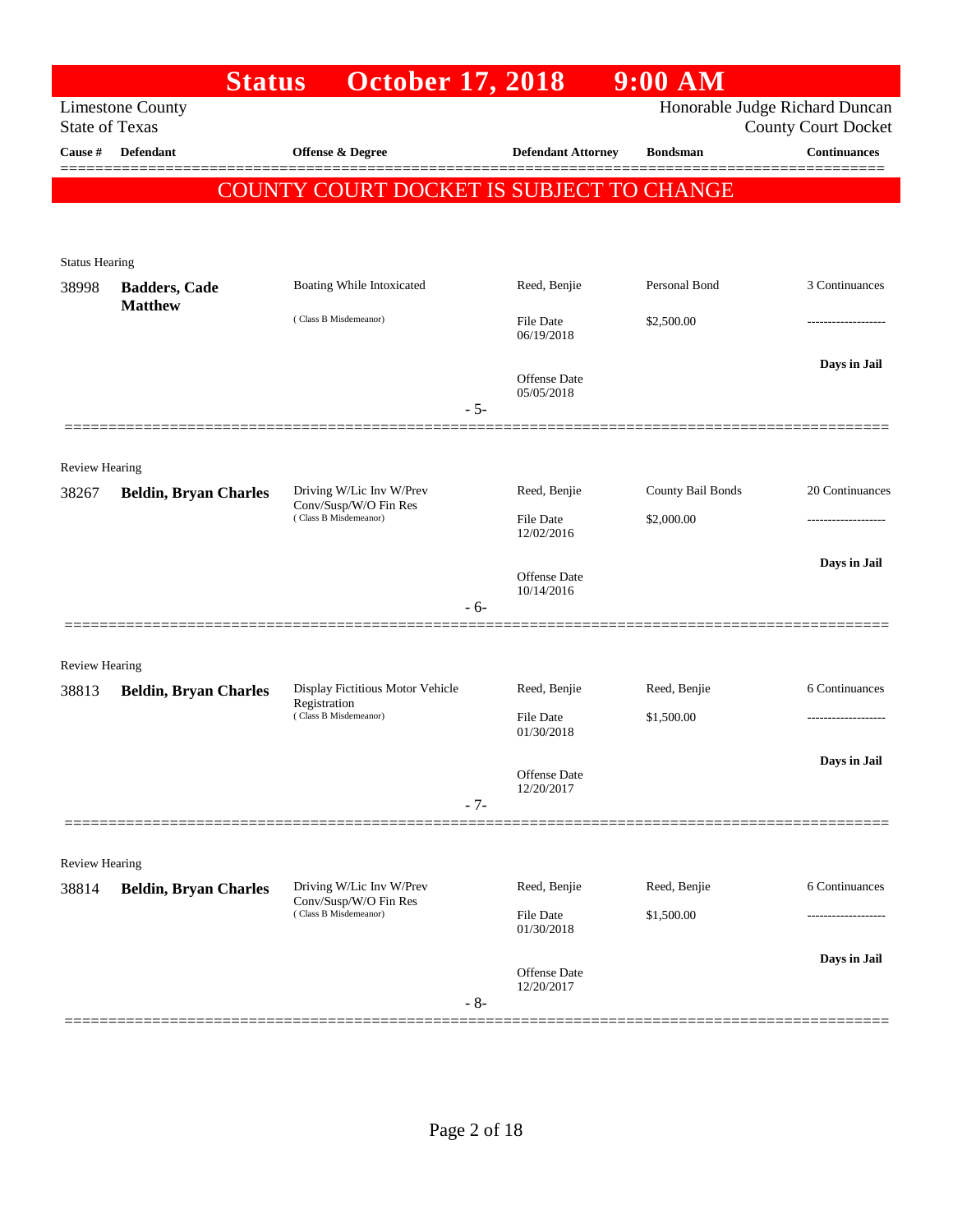# Status October 17, 2018 9:00 AM

Limestone County
State of Texas

Honorable Judge Richard Duncan
County Court Docket

| Cause # | Defendant | Offense & Degree | Defendant Attorney | Bondsman | Continuances |
|---|---|---|---|---|---|

**COUNTY COURT DOCKET IS SUBJECT TO CHANGE**

Status Hearing

| Cause # | Defendant | Offense & Degree | Defendant Attorney | Bondsman | Continuances |
|---|---|---|---|---|---|
| 38998 | **Badders, Cade Matthew** | Boating While Intoxicated (Class B Misdemeanor) | Reed, Benjie<br>File Date 06/19/2018<br>Offense Date 05/05/2018 | Personal Bond<br>$2,500.00 | 3 Continuances<br>-------------------<br>**Days in Jail** |

- 5-

Review Hearing

| Cause # | Defendant | Offense & Degree | Defendant Attorney | Bondsman | Continuances |
|---|---|---|---|---|---|
| 38267 | **Beldin, Bryan Charles** | Driving W/Lic Inv W/Prev Conv/Susp/W/O Fin Res (Class B Misdemeanor) | Reed, Benjie<br>File Date 12/02/2016<br>Offense Date 10/14/2016 | County Bail Bonds<br>$2,000.00 | 20 Continuances<br>-------------------<br>**Days in Jail** |

- 6-

Review Hearing

| Cause # | Defendant | Offense & Degree | Defendant Attorney | Bondsman | Continuances |
|---|---|---|---|---|---|
| 38813 | **Beldin, Bryan Charles** | Display Fictitious Motor Vehicle Registration (Class B Misdemeanor) | Reed, Benjie<br>File Date 01/30/2018<br>Offense Date 12/20/2017 | Reed, Benjie<br>$1,500.00 | 6 Continuances<br>-------------------<br>**Days in Jail** |

- 7-

Review Hearing

| Cause # | Defendant | Offense & Degree | Defendant Attorney | Bondsman | Continuances |
|---|---|---|---|---|---|
| 38814 | **Beldin, Bryan Charles** | Driving W/Lic Inv W/Prev Conv/Susp/W/O Fin Res (Class B Misdemeanor) | Reed, Benjie<br>File Date 01/30/2018<br>Offense Date 12/20/2017 | Reed, Benjie<br>$1,500.00 | 6 Continuances<br>-------------------<br>**Days in Jail** |

- 8-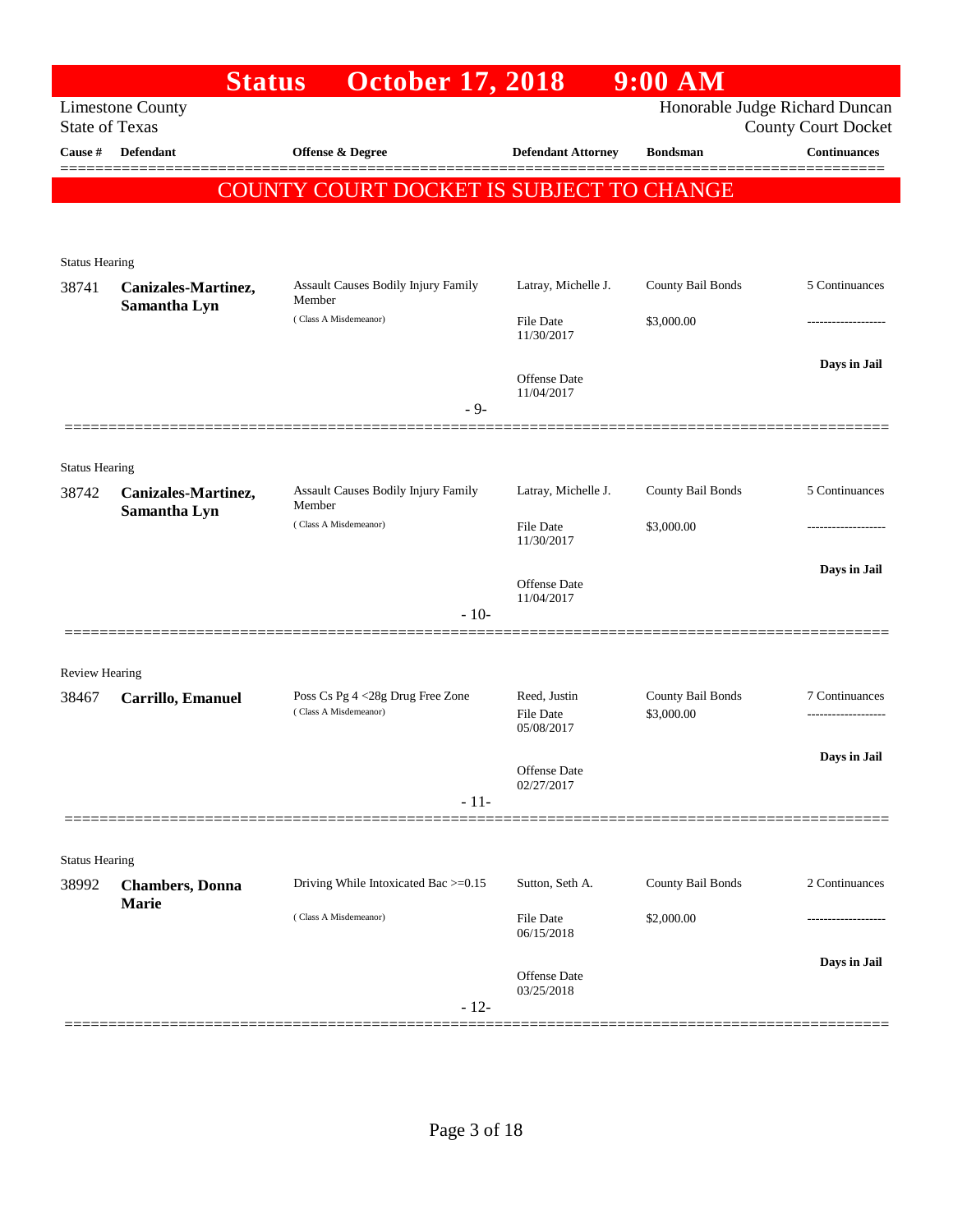# Status October 17, 2018 9:00 AM

Limestone County
State of Texas

Honorable Judge Richard Duncan
County Court Docket

| Cause # | Defendant | Offense & Degree | Defendant Attorney | Bondsman | Continuances |
|---|---|---|---|---|---|

**COUNTY COURT DOCKET IS SUBJECT TO CHANGE**

---

Status Hearing

| Cause # | Defendant | Offense & Degree | Defendant Attorney | Bondsman | Continuances |
|---|---|---|---|---|---|
| 38741 | **Canizales-Martinez, Samantha Lyn** | Assault Causes Bodily Injury Family Member ( Class A Misdemeanor) | Latray, Michelle J. | County Bail Bonds | 5 Continuances |
| | | | File Date 11/30/2017 | $3,000.00 | ------------------- |
| | | | Offense Date 11/04/2017 | | **Days in Jail** |

- 9-

---

Status Hearing

| Cause # | Defendant | Offense & Degree | Defendant Attorney | Bondsman | Continuances |
|---|---|---|---|---|---|
| 38742 | **Canizales-Martinez, Samantha Lyn** | Assault Causes Bodily Injury Family Member ( Class A Misdemeanor) | Latray, Michelle J. | County Bail Bonds | 5 Continuances |
| | | | File Date 11/30/2017 | $3,000.00 | ------------------- |
| | | | Offense Date 11/04/2017 | | **Days in Jail** |

- 10-

---

Review Hearing

| Cause # | Defendant | Offense & Degree | Defendant Attorney | Bondsman | Continuances |
|---|---|---|---|---|---|
| 38467 | **Carrillo, Emanuel** | Poss Cs Pg 4 <28g Drug Free Zone ( Class A Misdemeanor) | Reed, Justin | County Bail Bonds | 7 Continuances |
| | | | File Date 05/08/2017 | $3,000.00 | ------------------- |
| | | | Offense Date 02/27/2017 | | **Days in Jail** |

- 11-

---

Status Hearing

| Cause # | Defendant | Offense & Degree | Defendant Attorney | Bondsman | Continuances |
|---|---|---|---|---|---|
| 38992 | **Chambers, Donna Marie** | Driving While Intoxicated Bac >=0.15 ( Class A Misdemeanor) | Sutton, Seth A. | County Bail Bonds | 2 Continuances |
| | | | File Date 06/15/2018 | $2,000.00 | ------------------- |
| | | | Offense Date 03/25/2018 | | **Days in Jail** |

- 12-

---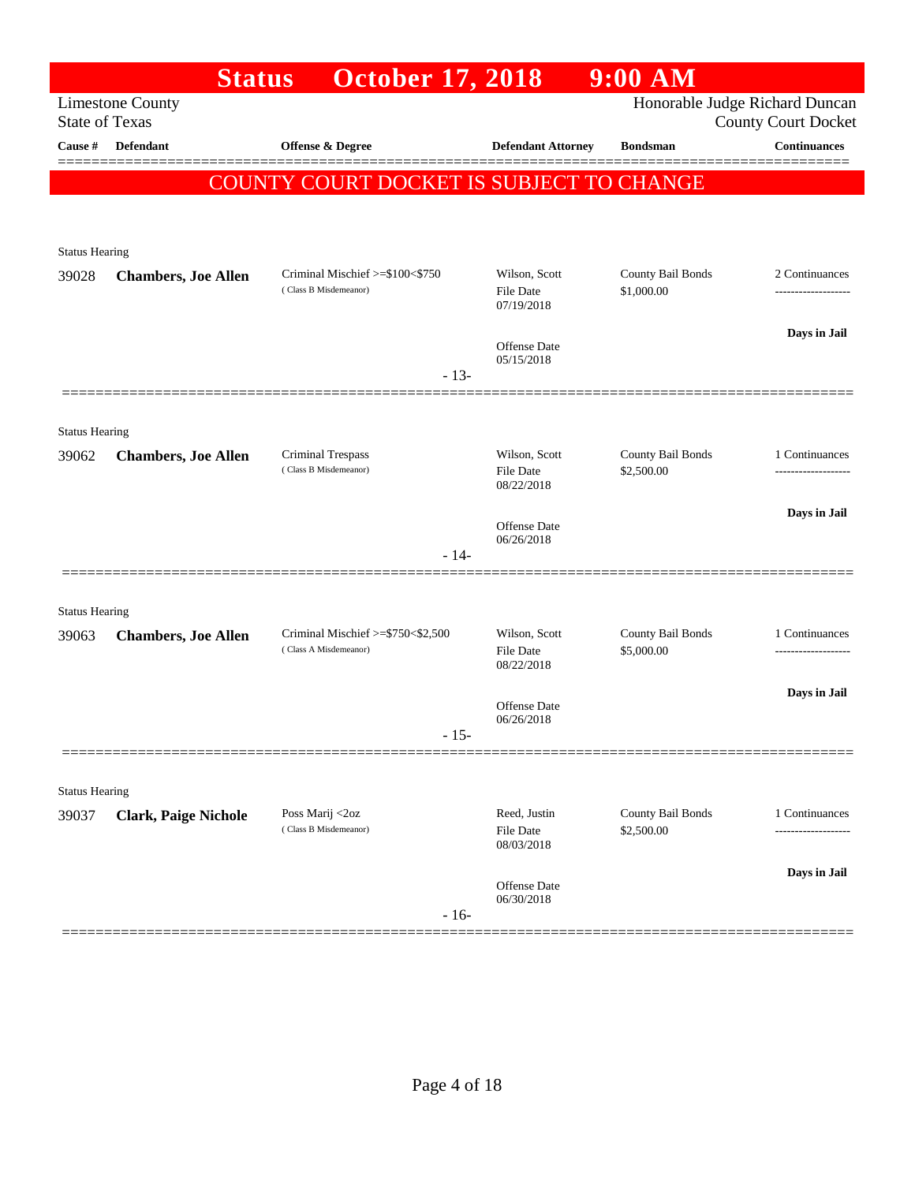# Status October 17, 2018 9:00 AM

Limestone County
State of Texas

Honorable Judge Richard Duncan
County Court Docket

**COUNTY COURT DOCKET IS SUBJECT TO CHANGE**

| Cause # | Defendant | Offense & Degree | Defendant Attorney | Bondsman | Continuances |
|---|---|---|---|---|---|
| Status Hearing | | | | | |
| 39028 | **Chambers, Joe Allen** | Criminal Mischief >=$100<$750 (Class B Misdemeanor) | Wilson, Scott<br>File Date 07/19/2018<br>Offense Date 05/15/2018 | County Bail Bonds<br>$1,000.00 | 2 Continuances<br>**Days in Jail** |
| | | - 13- | | | |
| Status Hearing | | | | | |
| 39062 | **Chambers, Joe Allen** | Criminal Trespass (Class B Misdemeanor) | Wilson, Scott<br>File Date 08/22/2018<br>Offense Date 06/26/2018 | County Bail Bonds<br>$2,500.00 | 1 Continuances<br>**Days in Jail** |
| | | - 14- | | | |
| Status Hearing | | | | | |
| 39063 | **Chambers, Joe Allen** | Criminal Mischief >=$750<$2,500 (Class A Misdemeanor) | Wilson, Scott<br>File Date 08/22/2018<br>Offense Date 06/26/2018 | County Bail Bonds<br>$5,000.00 | 1 Continuances<br>**Days in Jail** |
| | | - 15- | | | |
| Status Hearing | | | | | |
| 39037 | **Clark, Paige Nichole** | Poss Marij <2oz (Class B Misdemeanor) | Reed, Justin<br>File Date 08/03/2018<br>Offense Date 06/30/2018 | County Bail Bonds<br>$2,500.00 | 1 Continuances<br>**Days in Jail** |
| | | - 16- | | | |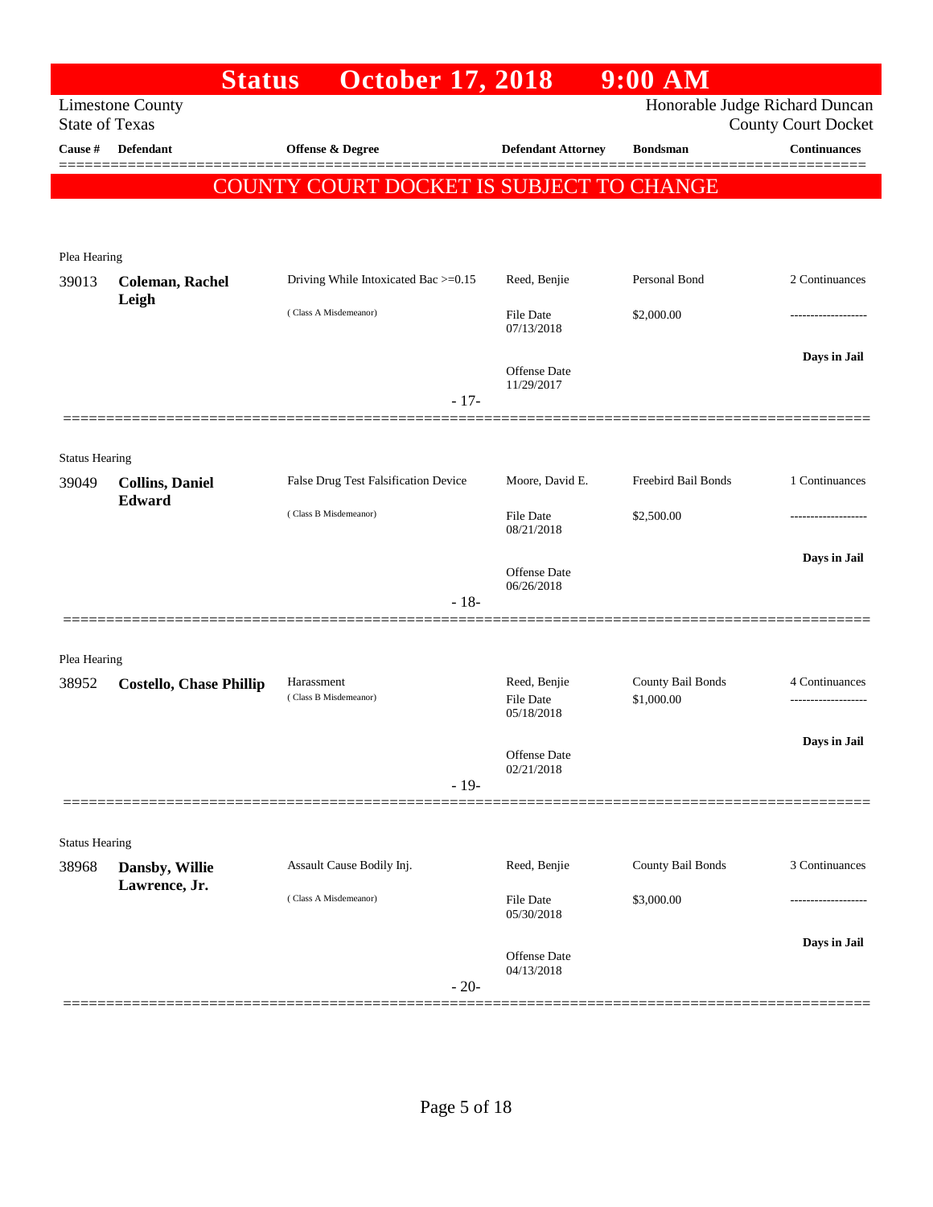# Status October 17, 2018 9:00 AM

Limestone County
State of Texas

Honorable Judge Richard Duncan
County Court Docket

| Cause # | Defendant | Offense & Degree | Defendant Attorney | Bondsman | Continuances |
|---|---|---|---|---|---|

**COUNTY COURT DOCKET IS SUBJECT TO CHANGE**

Plea Hearing

| Cause # | Defendant | Offense & Degree | Defendant Attorney | Bondsman | Continuances |
|---|---|---|---|---|---|
| 39013 | **Coleman, Rachel Leigh** | Driving While Intoxicated Bac >=0.15 | Reed, Benjie | Personal Bond | 2 Continuances |
| | | ( Class A Misdemeanor) | File Date 07/13/2018 | $2,000.00 | ------------------- |
| | | | Offense Date 11/29/2017 | | **Days in Jail** |

- 17-

Status Hearing

| Cause # | Defendant | Offense & Degree | Defendant Attorney | Bondsman | Continuances |
|---|---|---|---|---|---|
| 39049 | **Collins, Daniel Edward** | False Drug Test Falsification Device | Moore, David E. | Freebird Bail Bonds | 1 Continuances |
| | | ( Class B Misdemeanor) | File Date 08/21/2018 | $2,500.00 | ------------------- |
| | | | Offense Date 06/26/2018 | | **Days in Jail** |

- 18-

Plea Hearing

| Cause # | Defendant | Offense & Degree | Defendant Attorney | Bondsman | Continuances |
|---|---|---|---|---|---|
| 38952 | **Costello, Chase Phillip** | Harassment | Reed, Benjie | County Bail Bonds | 4 Continuances |
| | | ( Class B Misdemeanor) | File Date 05/18/2018 | $1,000.00 | ------------------- |
| | | | Offense Date 02/21/2018 | | **Days in Jail** |

- 19-

Status Hearing

| Cause # | Defendant | Offense & Degree | Defendant Attorney | Bondsman | Continuances |
|---|---|---|---|---|---|
| 38968 | **Dansby, Willie Lawrence, Jr.** | Assault Cause Bodily Inj. | Reed, Benjie | County Bail Bonds | 3 Continuances |
| | | ( Class A Misdemeanor) | File Date 05/30/2018 | $3,000.00 | ------------------- |
| | | | Offense Date 04/13/2018 | | **Days in Jail** |

- 20-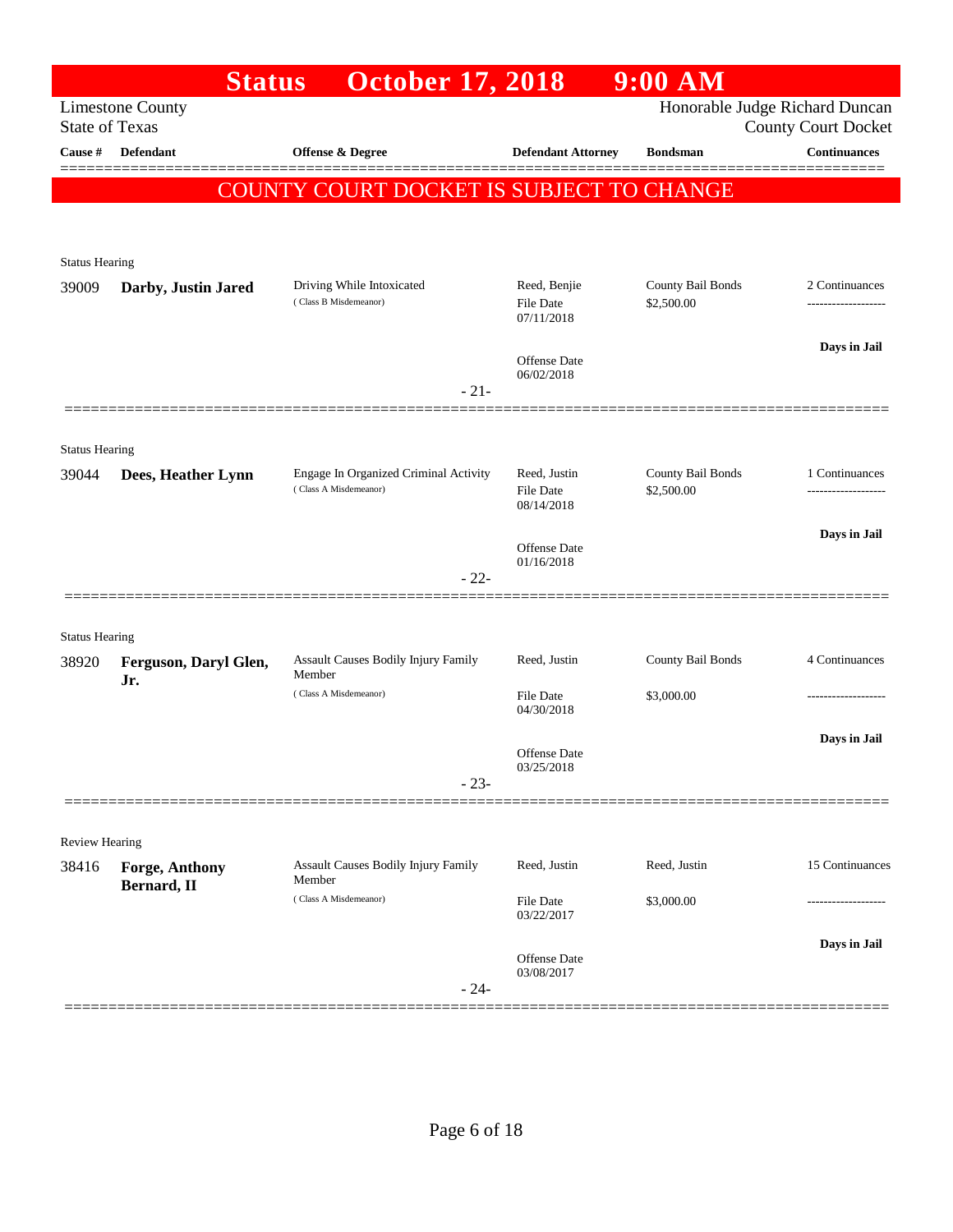# Status October 17, 2018 9:00 AM

Limestone County
State of Texas

Honorable Judge Richard Duncan
County Court Docket

| Cause # | Defendant | Offense & Degree | Defendant Attorney | Bondsman | Continuances |
|---|---|---|---|---|---|

**COUNTY COURT DOCKET IS SUBJECT TO CHANGE**

Status Hearing

| Cause # | Defendant | Offense & Degree | Defendant Attorney | Bondsman | Continuances |
|---|---|---|---|---|---|
| 39009 | **Darby, Justin Jared** | Driving While Intoxicated (Class B Misdemeanor) | Reed, Benjie<br>File Date 07/11/2018<br>Offense Date 06/02/2018 | County Bail Bonds<br>$2,500.00 | 2 Continuances<br>**Days in Jail** |

- 21-

Status Hearing

| Cause # | Defendant | Offense & Degree | Defendant Attorney | Bondsman | Continuances |
|---|---|---|---|---|---|
| 39044 | **Dees, Heather Lynn** | Engage In Organized Criminal Activity (Class A Misdemeanor) | Reed, Justin<br>File Date 08/14/2018<br>Offense Date 01/16/2018 | County Bail Bonds<br>$2,500.00 | 1 Continuances<br>**Days in Jail** |

- 22-

Status Hearing

| Cause # | Defendant | Offense & Degree | Defendant Attorney | Bondsman | Continuances |
|---|---|---|---|---|---|
| 38920 | **Ferguson, Daryl Glen, Jr.** | Assault Causes Bodily Injury Family Member (Class A Misdemeanor) | Reed, Justin<br>File Date 04/30/2018<br>Offense Date 03/25/2018 | County Bail Bonds<br>$3,000.00 | 4 Continuances<br>**Days in Jail** |

- 23-

Review Hearing

| Cause # | Defendant | Offense & Degree | Defendant Attorney | Bondsman | Continuances |
|---|---|---|---|---|---|
| 38416 | **Forge, Anthony Bernard, II** | Assault Causes Bodily Injury Family Member (Class A Misdemeanor) | Reed, Justin<br>File Date 03/22/2017<br>Offense Date 03/08/2017 | Reed, Justin<br>$3,000.00 | 15 Continuances<br>**Days in Jail** |

- 24-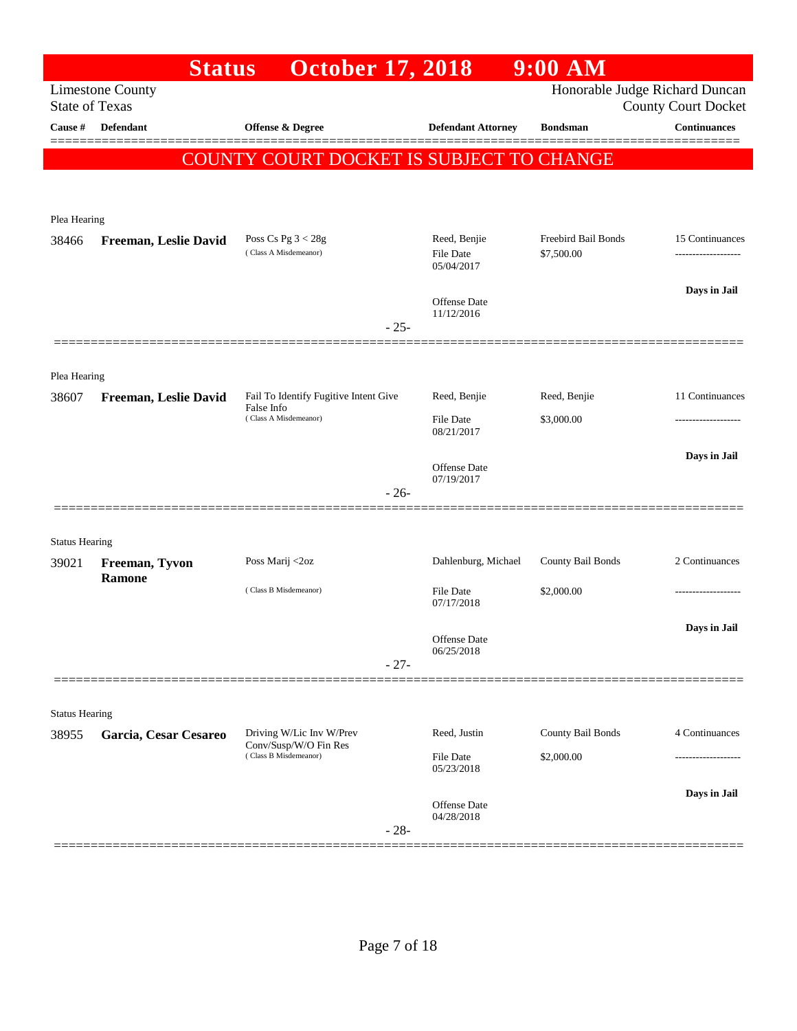# Status October 17, 2018 9:00 AM

Limestone County
State of Texas

Honorable Judge Richard Duncan
County Court Docket

| Cause # | Defendant | Offense & Degree | Defendant Attorney | Bondsman | Continuances |
|---|---|---|---|---|---|

**COUNTY COURT DOCKET IS SUBJECT TO CHANGE**

Plea Hearing

| Cause # | Defendant | Offense & Degree | Defendant Attorney | Bondsman | Continuances |
|---|---|---|---|---|---|
| 38466 | **Freeman, Leslie David** | Poss Cs Pg 3 < 28g (Class A Misdemeanor) | Reed, Benjie<br>File Date 05/04/2017<br>Offense Date 11/12/2016 | Freebird Bail Bonds<br>$7,500.00 | 15 Continuances<br>-------------------<br>**Days in Jail** |

- 25-

Plea Hearing

| Cause # | Defendant | Offense & Degree | Defendant Attorney | Bondsman | Continuances |
|---|---|---|---|---|---|
| 38607 | **Freeman, Leslie David** | Fail To Identify Fugitive Intent Give False Info (Class A Misdemeanor) | Reed, Benjie<br>File Date 08/21/2017<br>Offense Date 07/19/2017 | Reed, Benjie<br>$3,000.00 | 11 Continuances<br>-------------------<br>**Days in Jail** |

- 26-

Status Hearing

| Cause # | Defendant | Offense & Degree | Defendant Attorney | Bondsman | Continuances |
|---|---|---|---|---|---|
| 39021 | **Freeman, Tyvon Ramone** | Poss Marij <2oz (Class B Misdemeanor) | Dahlenburg, Michael<br>File Date 07/17/2018<br>Offense Date 06/25/2018 | County Bail Bonds<br>$2,000.00 | 2 Continuances<br>-------------------<br>**Days in Jail** |

- 27-

Status Hearing

| Cause # | Defendant | Offense & Degree | Defendant Attorney | Bondsman | Continuances |
|---|---|---|---|---|---|
| 38955 | **Garcia, Cesar Cesareo** | Driving W/Lic Inv W/Prev Conv/Susp/W/O Fin Res (Class B Misdemeanor) | Reed, Justin<br>File Date 05/23/2018<br>Offense Date 04/28/2018 | County Bail Bonds<br>$2,000.00 | 4 Continuances<br>-------------------<br>**Days in Jail** |

- 28-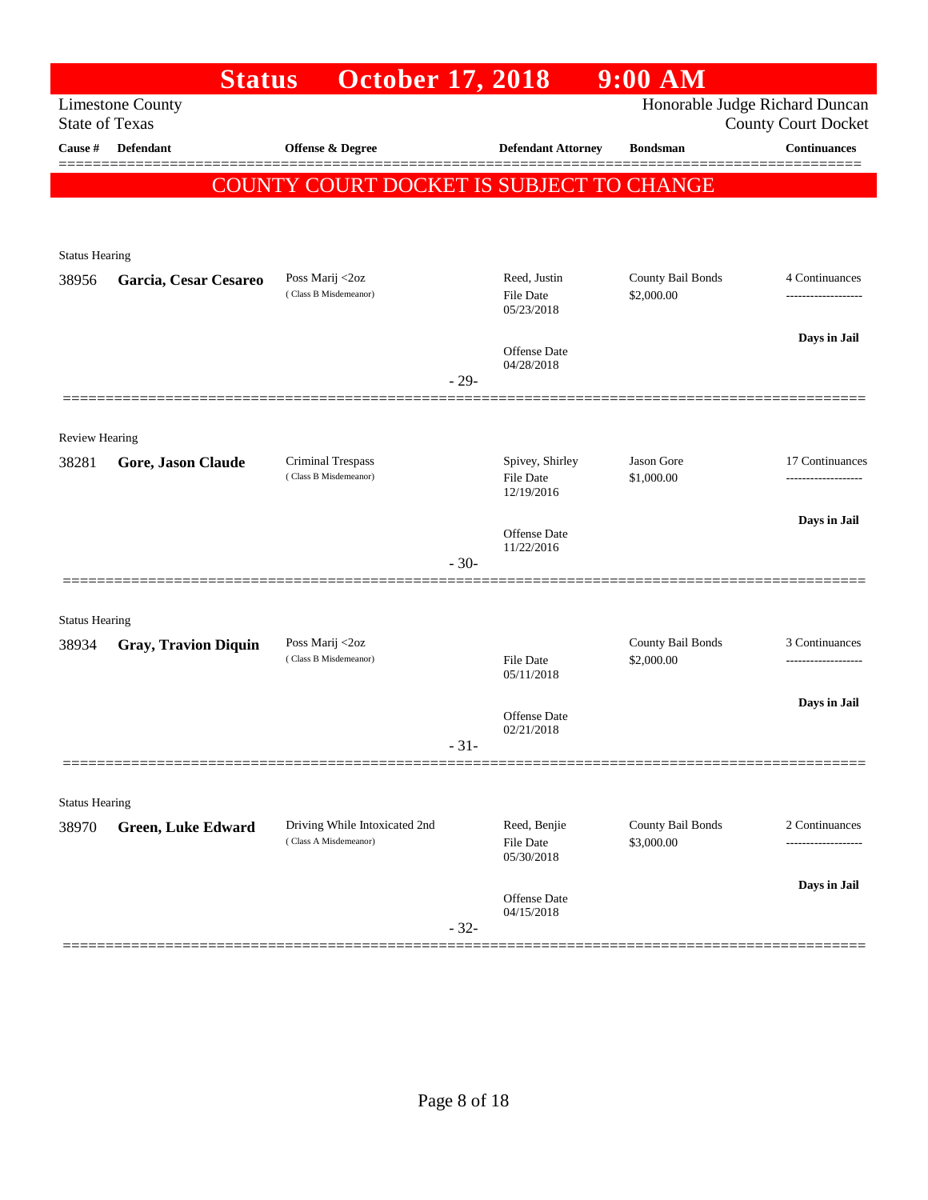# Status October 17, 2018 9:00 AM

Limestone County
State of Texas

Honorable Judge Richard Duncan
County Court Docket

| Cause # | Defendant | Offense & Degree | Defendant Attorney | Bondsman | Continuances |
|---|---|---|---|---|---|

**COUNTY COURT DOCKET IS SUBJECT TO CHANGE**

---

Status Hearing

| Cause # | Defendant | Offense & Degree | Defendant Attorney | Bondsman | Continuances |
|---|---|---|---|---|---|
| 38956 | **Garcia, Cesar Cesareo** | Poss Marij <2oz (Class B Misdemeanor) | Reed, Justin<br>File Date 05/23/2018<br>Offense Date 04/28/2018 | County Bail Bonds<br>$2,000.00 | 4 Continuances<br>**Days in Jail** |

- 29-

---

Review Hearing

| Cause # | Defendant | Offense & Degree | Defendant Attorney | Bondsman | Continuances |
|---|---|---|---|---|---|
| 38281 | **Gore, Jason Claude** | Criminal Trespass (Class B Misdemeanor) | Spivey, Shirley<br>File Date 12/19/2016<br>Offense Date 11/22/2016 | Jason Gore<br>$1,000.00 | 17 Continuances<br>**Days in Jail** |

- 30-

---

Status Hearing

| Cause # | Defendant | Offense & Degree | Defendant Attorney | Bondsman | Continuances |
|---|---|---|---|---|---|
| 38934 | **Gray, Travion Diquin** | Poss Marij <2oz (Class B Misdemeanor) | File Date 05/11/2018<br>Offense Date 02/21/2018 | County Bail Bonds<br>$2,000.00 | 3 Continuances<br>**Days in Jail** |

- 31-

---

Status Hearing

| Cause # | Defendant | Offense & Degree | Defendant Attorney | Bondsman | Continuances |
|---|---|---|---|---|---|
| 38970 | **Green, Luke Edward** | Driving While Intoxicated 2nd (Class A Misdemeanor) | Reed, Benjie<br>File Date 05/30/2018<br>Offense Date 04/15/2018 | County Bail Bonds<br>$3,000.00 | 2 Continuances<br>**Days in Jail** |

- 32-

---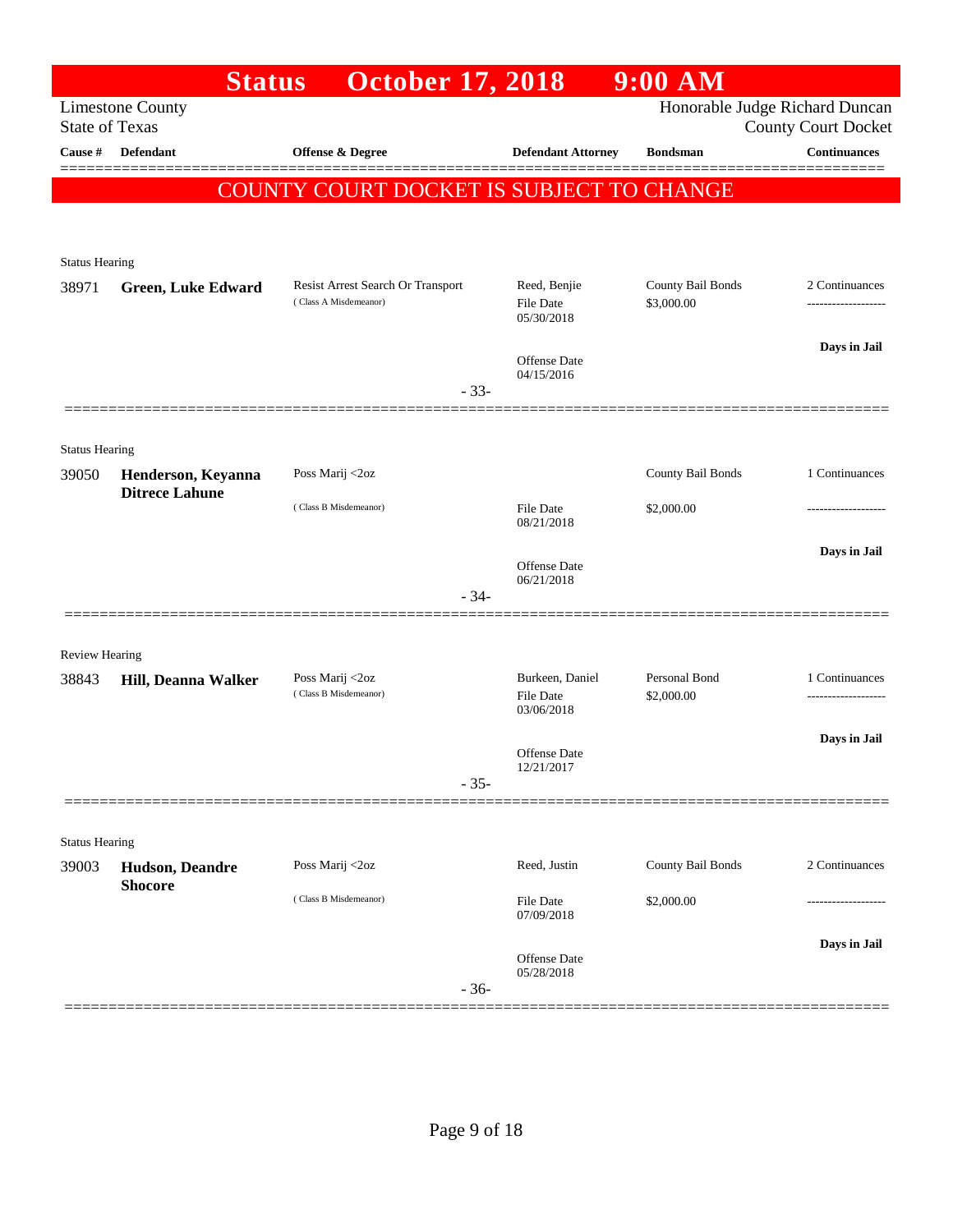# Status October 17, 2018 9:00 AM

Limestone County
State of Texas

Honorable Judge Richard Duncan
County Court Docket

| Cause # | Defendant | Offense & Degree | Defendant Attorney | Bondsman | Continuances |
|---|---|---|---|---|---|

**COUNTY COURT DOCKET IS SUBJECT TO CHANGE**

Status Hearing

| Cause # | Defendant | Offense & Degree | Defendant Attorney | Bondsman | Continuances |
|---|---|---|---|---|---|
| 38971 | **Green, Luke Edward** | Resist Arrest Search Or Transport (Class A Misdemeanor) | Reed, Benjie<br>File Date 05/30/2018<br>Offense Date 04/15/2016 | County Bail Bonds<br>$3,000.00 | 2 Continuances<br>-------------------<br>**Days in Jail** |

- 33-

Status Hearing

| Cause # | Defendant | Offense & Degree | Defendant Attorney | Bondsman | Continuances |
|---|---|---|---|---|---|
| 39050 | **Henderson, Keyanna Ditrece Lahune** | Poss Marij <2oz (Class B Misdemeanor) | File Date 08/21/2018<br>Offense Date 06/21/2018 | County Bail Bonds<br>$2,000.00 | 1 Continuances<br>-------------------<br>**Days in Jail** |

- 34-

Review Hearing

| Cause # | Defendant | Offense & Degree | Defendant Attorney | Bondsman | Continuances |
|---|---|---|---|---|---|
| 38843 | **Hill, Deanna Walker** | Poss Marij <2oz (Class B Misdemeanor) | Burkeen, Daniel<br>File Date 03/06/2018<br>Offense Date 12/21/2017 | Personal Bond<br>$2,000.00 | 1 Continuances<br>-------------------<br>**Days in Jail** |

- 35-

Status Hearing

| Cause # | Defendant | Offense & Degree | Defendant Attorney | Bondsman | Continuances |
|---|---|---|---|---|---|
| 39003 | **Hudson, Deandre Shocore** | Poss Marij <2oz (Class B Misdemeanor) | Reed, Justin<br>File Date 07/09/2018<br>Offense Date 05/28/2018 | County Bail Bonds<br>$2,000.00 | 2 Continuances<br>-------------------<br>**Days in Jail** |

- 36-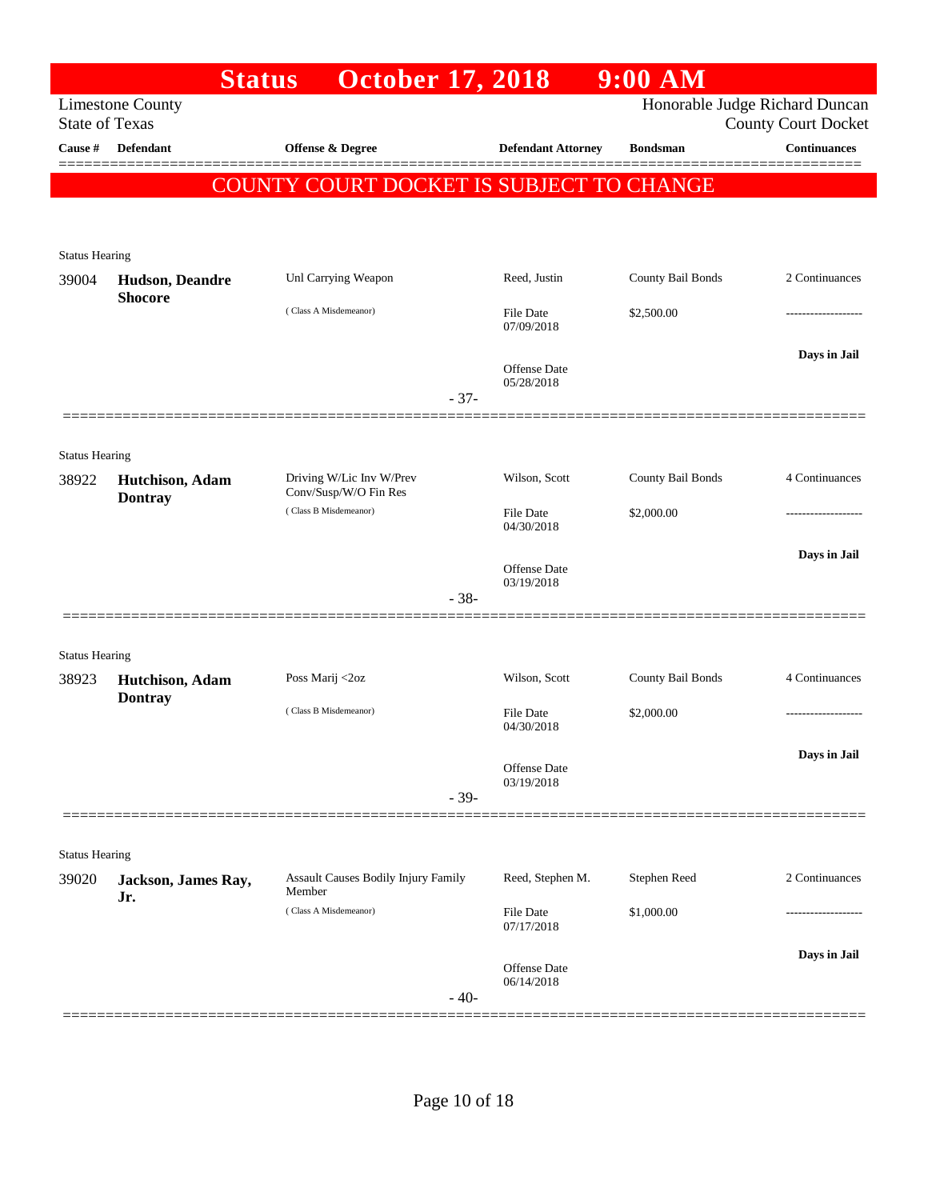# Status October 17, 2018 9:00 AM

Limestone County
State of Texas

Honorable Judge Richard Duncan
County Court Docket

| Cause # | Defendant | Offense & Degree | Defendant Attorney | Bondsman | Continuances |
|---|---|---|---|---|---|

**COUNTY COURT DOCKET IS SUBJECT TO CHANGE**

Status Hearing

| Cause # | Defendant | Offense & Degree | Defendant Attorney | Bondsman | Continuances |
|---|---|---|---|---|---|
| 39004 | **Hudson, Deandre Shocore** | Unl Carrying Weapon (Class A Misdemeanor) | Reed, Justin<br>File Date 07/09/2018<br>Offense Date 05/28/2018 | County Bail Bonds<br>$2,500.00 | 2 Continuances<br>-------------------<br>**Days in Jail** |

- 37-

Status Hearing

| Cause # | Defendant | Offense & Degree | Defendant Attorney | Bondsman | Continuances |
|---|---|---|---|---|---|
| 38922 | **Hutchison, Adam Dontray** | Driving W/Lic Inv W/Prev Conv/Susp/W/O Fin Res (Class B Misdemeanor) | Wilson, Scott<br>File Date 04/30/2018<br>Offense Date 03/19/2018 | County Bail Bonds<br>$2,000.00 | 4 Continuances<br>-------------------<br>**Days in Jail** |

- 38-

Status Hearing

| Cause # | Defendant | Offense & Degree | Defendant Attorney | Bondsman | Continuances |
|---|---|---|---|---|---|
| 38923 | **Hutchison, Adam Dontray** | Poss Marij <2oz (Class B Misdemeanor) | Wilson, Scott<br>File Date 04/30/2018<br>Offense Date 03/19/2018 | County Bail Bonds<br>$2,000.00 | 4 Continuances<br>-------------------<br>**Days in Jail** |

- 39-

Status Hearing

| Cause # | Defendant | Offense & Degree | Defendant Attorney | Bondsman | Continuances |
|---|---|---|---|---|---|
| 39020 | **Jackson, James Ray, Jr.** | Assault Causes Bodily Injury Family Member (Class A Misdemeanor) | Reed, Stephen M.<br>File Date 07/17/2018<br>Offense Date 06/14/2018 | Stephen Reed<br>$1,000.00 | 2 Continuances<br>-------------------<br>**Days in Jail** |

- 40-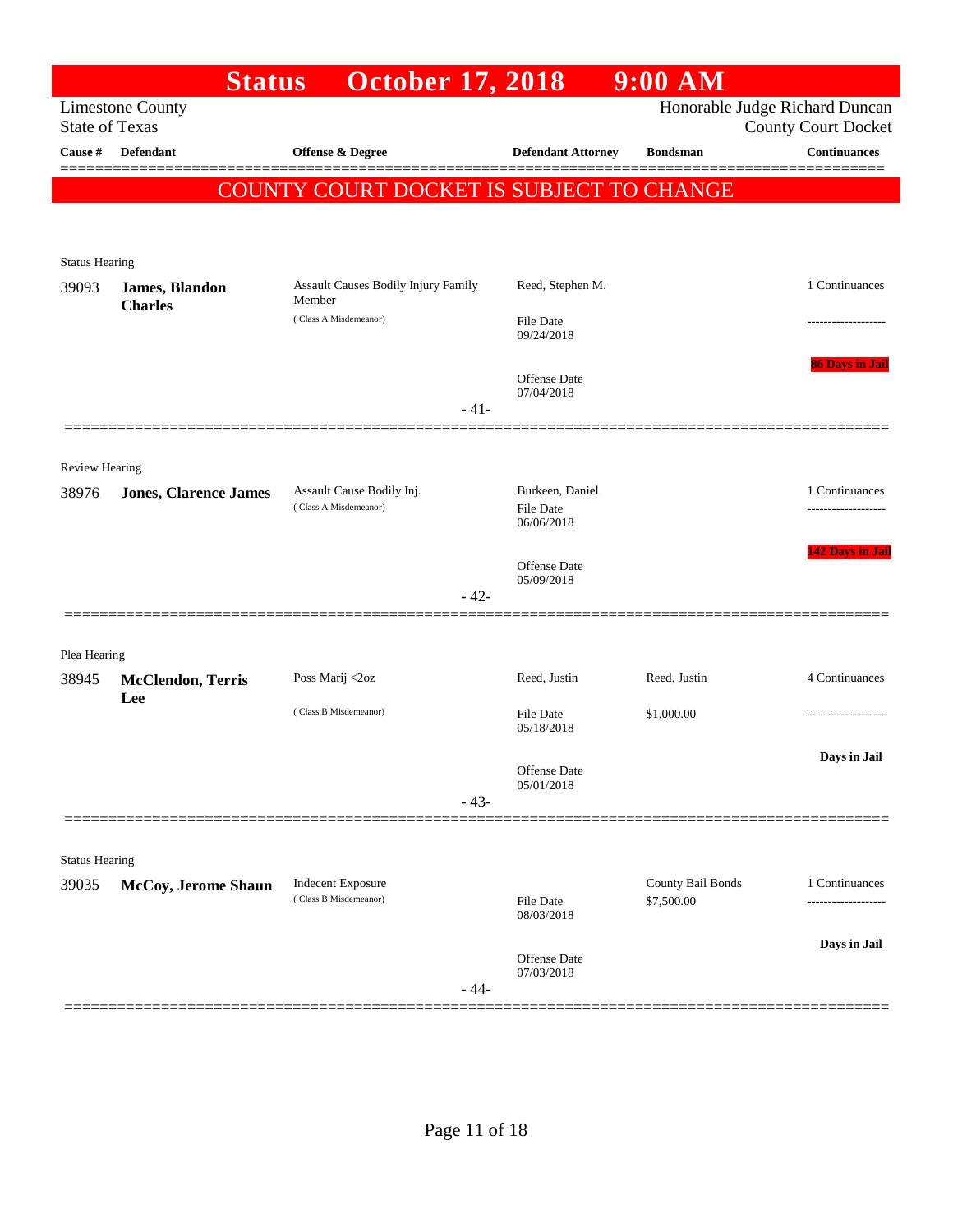# Status October 17, 2018 9:00 AM

Limestone County
State of Texas

Honorable Judge Richard Duncan
County Court Docket

| Cause # | Defendant | Offense & Degree | Defendant Attorney | Bondsman | Continuances |
|---|---|---|---|---|---|

**COUNTY COURT DOCKET IS SUBJECT TO CHANGE**

Status Hearing

| Cause # | Defendant | Offense & Degree | Defendant Attorney | Bondsman | Continuances |
|---|---|---|---|---|---|
| 39093 | **James, Blandon Charles** | Assault Causes Bodily Injury Family Member (Class A Misdemeanor) | Reed, Stephen M.<br>File Date 09/24/2018<br>Offense Date 07/04/2018 | | 1 Continuances<br>-------------------<br>**86 Days in Jail** |

- 41-

Review Hearing

| Cause # | Defendant | Offense & Degree | Defendant Attorney | Bondsman | Continuances |
|---|---|---|---|---|---|
| 38976 | **Jones, Clarence James** | Assault Cause Bodily Inj. (Class A Misdemeanor) | Burkeen, Daniel<br>File Date 06/06/2018<br>Offense Date 05/09/2018 | | 1 Continuances<br>-------------------<br>**142 Days in Jail** |

- 42-

Plea Hearing

| Cause # | Defendant | Offense & Degree | Defendant Attorney | Bondsman | Continuances |
|---|---|---|---|---|---|
| 38945 | **McClendon, Terris Lee** | Poss Marij <2oz (Class B Misdemeanor) | Reed, Justin<br>File Date 05/18/2018<br>Offense Date 05/01/2018 | Reed, Justin<br>$1,000.00 | 4 Continuances<br>-------------------<br>**Days in Jail** |

- 43-

Status Hearing

| Cause # | Defendant | Offense & Degree | Defendant Attorney | Bondsman | Continuances |
|---|---|---|---|---|---|
| 39035 | **McCoy, Jerome Shaun** | Indecent Exposure (Class B Misdemeanor) | File Date 08/03/2018<br>Offense Date 07/03/2018 | County Bail Bonds<br>$7,500.00 | 1 Continuances<br>-------------------<br>**Days in Jail** |

- 44-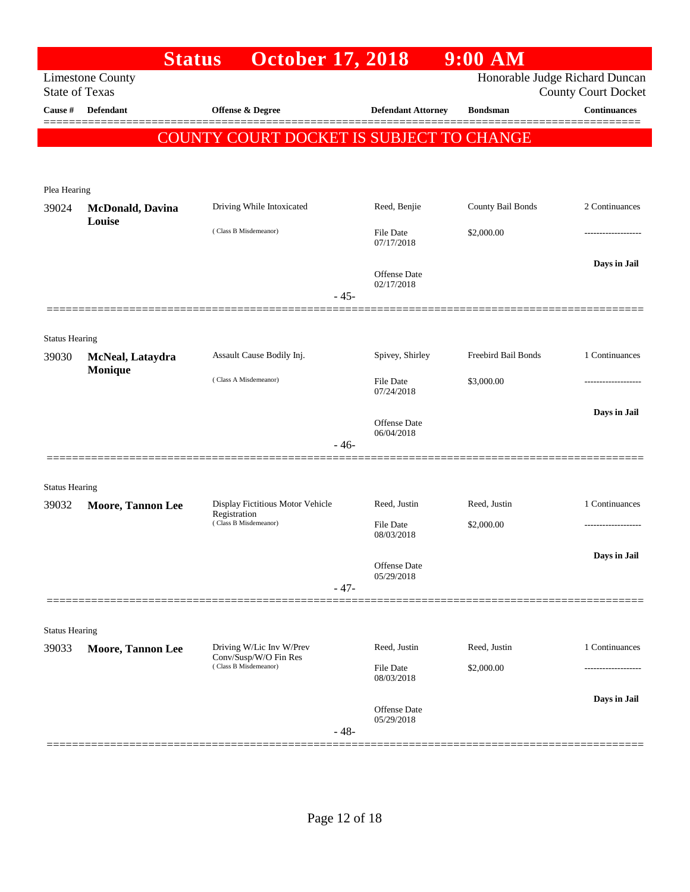# Status October 17, 2018 9:00 AM

Limestone County
State of Texas

Honorable Judge Richard Duncan
County Court Docket

| Cause # | Defendant | Offense & Degree | Defendant Attorney | Bondsman | Continuances |
|---|---|---|---|---|---|

**COUNTY COURT DOCKET IS SUBJECT TO CHANGE**

Plea Hearing

| Cause # | Defendant | Offense & Degree | Defendant Attorney | Bondsman | Continuances |
|---|---|---|---|---|---|
| 39024 | **McDonald, Davina Louise** | Driving While Intoxicated | Reed, Benjie | County Bail Bonds | 2 Continuances |
| | | (Class B Misdemeanor) | File Date 07/17/2018 | $2,000.00 | ------------------- |
| | | | Offense Date 02/17/2018 | | **Days in Jail** |

- 45-

Status Hearing

| Cause # | Defendant | Offense & Degree | Defendant Attorney | Bondsman | Continuances |
|---|---|---|---|---|---|
| 39030 | **McNeal, Lataydra Monique** | Assault Cause Bodily Inj. | Spivey, Shirley | Freebird Bail Bonds | 1 Continuances |
| | | (Class A Misdemeanor) | File Date 07/24/2018 | $3,000.00 | ------------------- |
| | | | Offense Date 06/04/2018 | | **Days in Jail** |

- 46-

Status Hearing

| Cause # | Defendant | Offense & Degree | Defendant Attorney | Bondsman | Continuances |
|---|---|---|---|---|---|
| 39032 | **Moore, Tannon Lee** | Display Fictitious Motor Vehicle Registration | Reed, Justin | Reed, Justin | 1 Continuances |
| | | (Class B Misdemeanor) | File Date 08/03/2018 | $2,000.00 | ------------------- |
| | | | Offense Date 05/29/2018 | | **Days in Jail** |

- 47-

Status Hearing

| Cause # | Defendant | Offense & Degree | Defendant Attorney | Bondsman | Continuances |
|---|---|---|---|---|---|
| 39033 | **Moore, Tannon Lee** | Driving W/Lic Inv W/Prev Conv/Susp/W/O Fin Res | Reed, Justin | Reed, Justin | 1 Continuances |
| | | (Class B Misdemeanor) | File Date 08/03/2018 | $2,000.00 | ------------------- |
| | | | Offense Date 05/29/2018 | | **Days in Jail** |

- 48-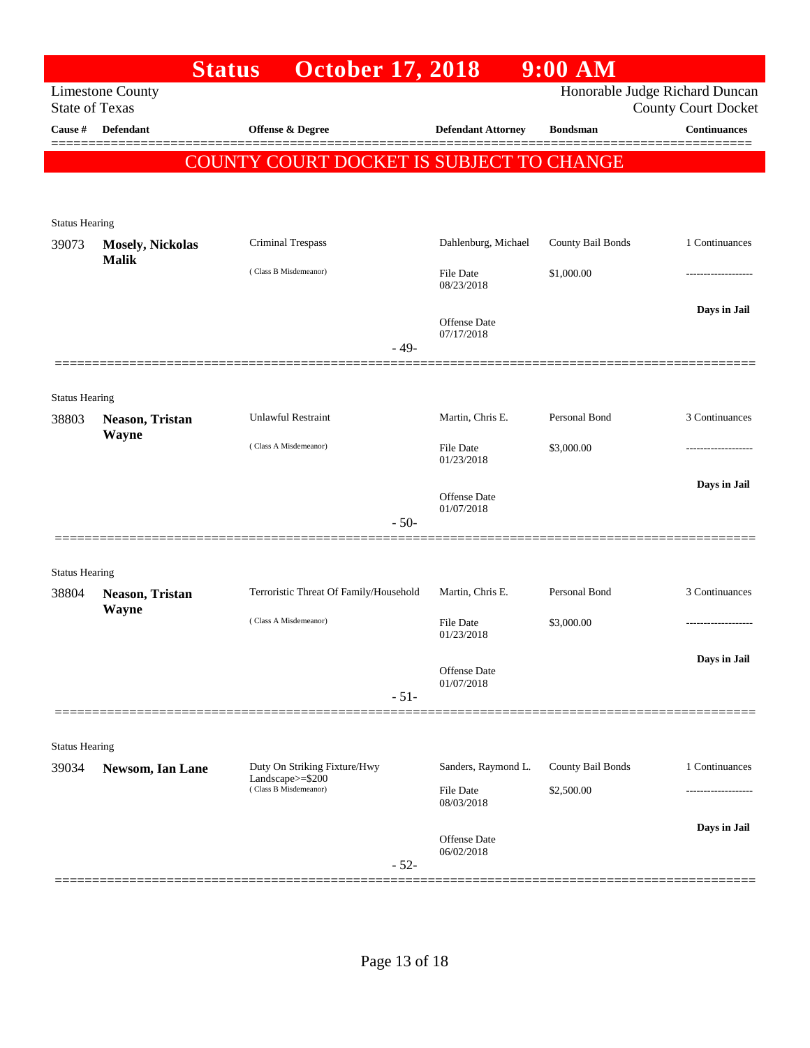# Status October 17, 2018 9:00 AM

Limestone County
State of Texas

Honorable Judge Richard Duncan
County Court Docket

| Cause # | Defendant | Offense & Degree | Defendant Attorney | Bondsman | Continuances |
|---|---|---|---|---|---|

**COUNTY COURT DOCKET IS SUBJECT TO CHANGE**

Status Hearing

| Cause # | Defendant | Offense & Degree | Defendant Attorney | Bondsman | Continuances |
|---|---|---|---|---|---|
| 39073 | **Mosely, Nickolas Malik** | Criminal Trespass | Dahlenburg, Michael | County Bail Bonds | 1 Continuances |
| | | ( Class B Misdemeanor) | File Date 08/23/2018 | $1,000.00 | ------------------- |
| | | | Offense Date 07/17/2018 | | Days in Jail |

- 49-

Status Hearing

| Cause # | Defendant | Offense & Degree | Defendant Attorney | Bondsman | Continuances |
|---|---|---|---|---|---|
| 38803 | **Neason, Tristan Wayne** | Unlawful Restraint | Martin, Chris E. | Personal Bond | 3 Continuances |
| | | ( Class A Misdemeanor) | File Date 01/23/2018 | $3,000.00 | ------------------- |
| | | | Offense Date 01/07/2018 | | Days in Jail |

- 50-

Status Hearing

| Cause # | Defendant | Offense & Degree | Defendant Attorney | Bondsman | Continuances |
|---|---|---|---|---|---|
| 38804 | **Neason, Tristan Wayne** | Terroristic Threat Of Family/Household | Martin, Chris E. | Personal Bond | 3 Continuances |
| | | ( Class A Misdemeanor) | File Date 01/23/2018 | $3,000.00 | ------------------- |
| | | | Offense Date 01/07/2018 | | Days in Jail |

- 51-

Status Hearing

| Cause # | Defendant | Offense & Degree | Defendant Attorney | Bondsman | Continuances |
|---|---|---|---|---|---|
| 39034 | **Newsom, Ian Lane** | Duty On Striking Fixture/Hwy Landscape>=$200 | Sanders, Raymond L. | County Bail Bonds | 1 Continuances |
| | | ( Class B Misdemeanor) | File Date 08/03/2018 | $2,500.00 | ------------------- |
| | | | Offense Date 06/02/2018 | | Days in Jail |

- 52-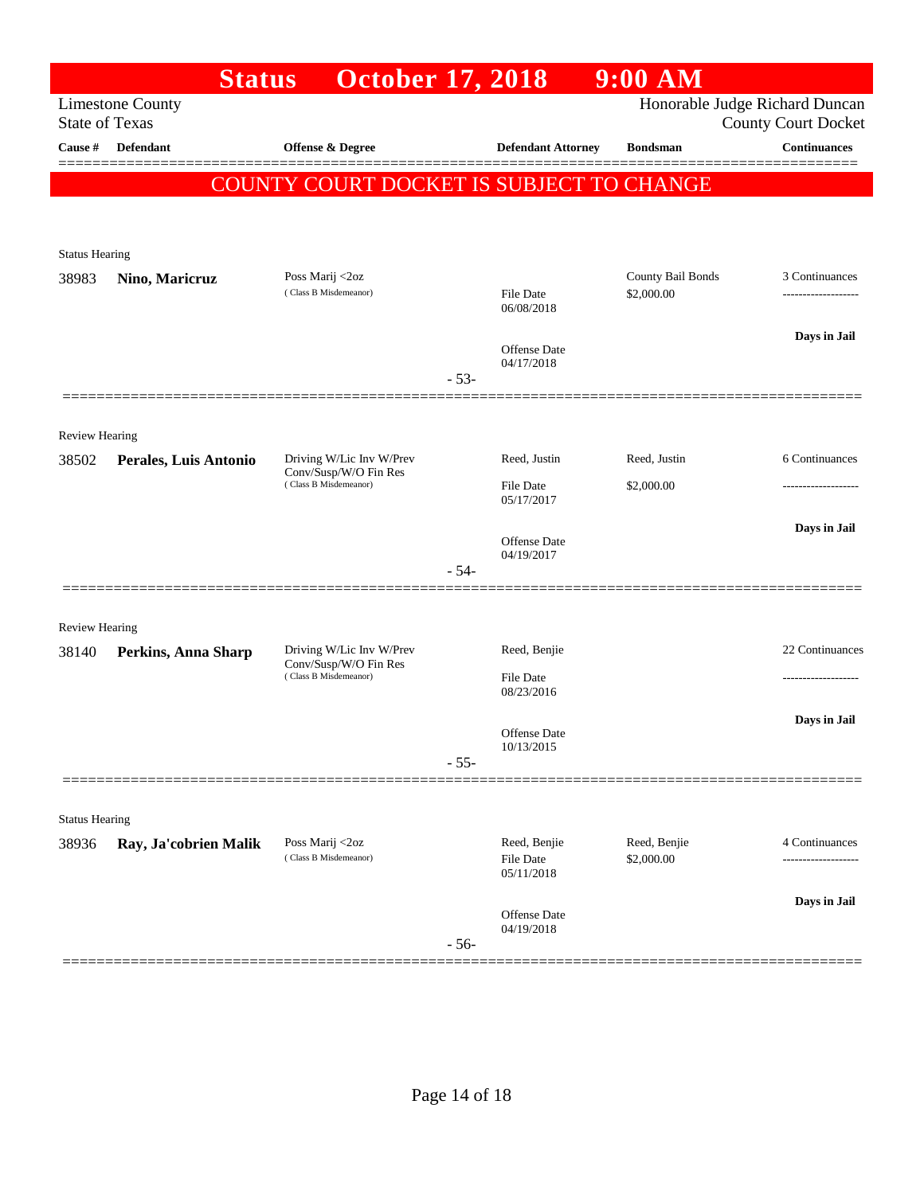# Status October 17, 2018 9:00 AM

Limestone County
State of Texas

Honorable Judge Richard Duncan
County Court Docket

| Cause # | Defendant | Offense & Degree | Defendant Attorney | Bondsman | Continuances |
|---|---|---|---|---|---|

**COUNTY COURT DOCKET IS SUBJECT TO CHANGE**

Status Hearing

| Cause # | Defendant | Offense & Degree | Defendant Attorney | Bondsman | Continuances |
|---|---|---|---|---|---|
| 38983 | **Nino, Maricruz** | Poss Marij <2oz (Class B Misdemeanor) | File Date 06/08/2018 Offense Date 04/17/2018 | County Bail Bonds $2,000.00 | 3 Continuances ------------------- Days in Jail |

- 53-

Review Hearing

| Cause # | Defendant | Offense & Degree | Defendant Attorney | Bondsman | Continuances |
|---|---|---|---|---|---|
| 38502 | **Perales, Luis Antonio** | Driving W/Lic Inv W/Prev Conv/Susp/W/O Fin Res (Class B Misdemeanor) | Reed, Justin File Date 05/17/2017 Offense Date 04/19/2017 | Reed, Justin $2,000.00 | 6 Continuances ------------------- Days in Jail |

- 54-

Review Hearing

| Cause # | Defendant | Offense & Degree | Defendant Attorney | Bondsman | Continuances |
|---|---|---|---|---|---|
| 38140 | **Perkins, Anna Sharp** | Driving W/Lic Inv W/Prev Conv/Susp/W/O Fin Res (Class B Misdemeanor) | Reed, Benjie File Date 08/23/2016 Offense Date 10/13/2015 | | 22 Continuances ------------------- Days in Jail |

- 55-

Status Hearing

| Cause # | Defendant | Offense & Degree | Defendant Attorney | Bondsman | Continuances |
|---|---|---|---|---|---|
| 38936 | **Ray, Ja'cobrien Malik** | Poss Marij <2oz (Class B Misdemeanor) | Reed, Benjie File Date 05/11/2018 Offense Date 04/19/2018 | Reed, Benjie $2,000.00 | 4 Continuances ------------------- Days in Jail |

- 56-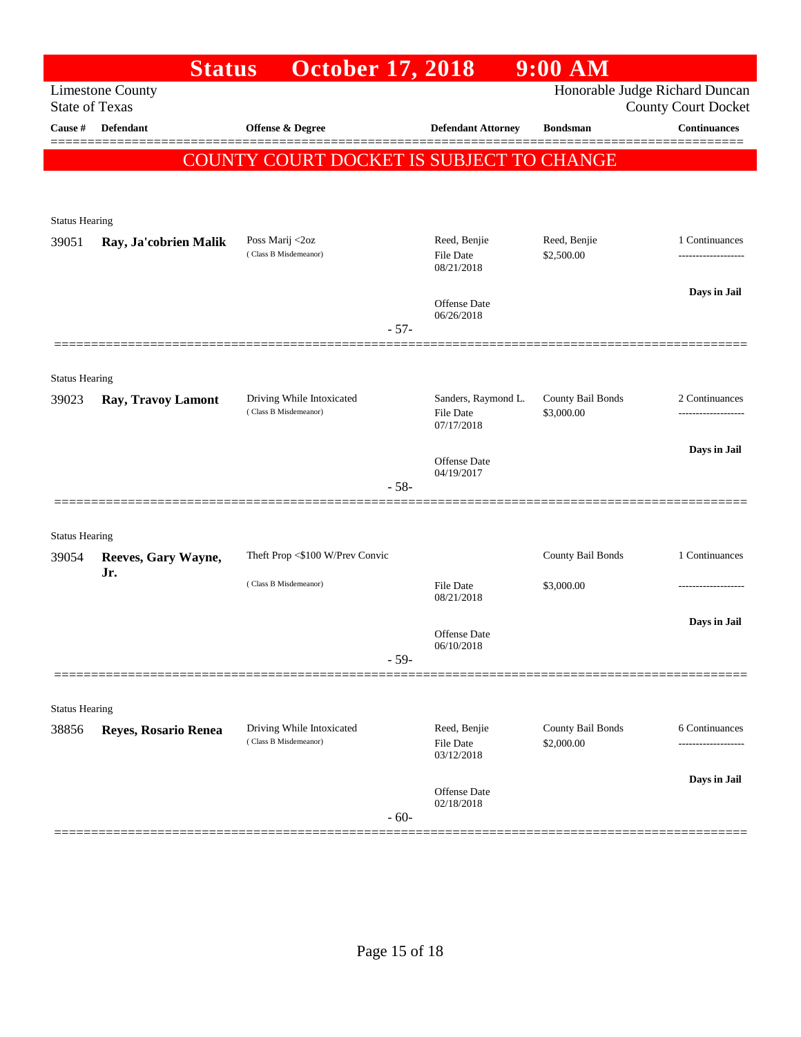# Status October 17, 2018 9:00 AM

Limestone County
State of Texas

Honorable Judge Richard Duncan
County Court Docket

| Cause # | Defendant | Offense & Degree | Defendant Attorney | Bondsman | Continuances |
|---|---|---|---|---|---|

**COUNTY COURT DOCKET IS SUBJECT TO CHANGE**

Status Hearing

| Cause # | Defendant | Offense & Degree | Defendant Attorney | Bondsman | Continuances |
|---|---|---|---|---|---|
| 39051 | **Ray, Ja'cobrien Malik** | Poss Marij <2oz (Class B Misdemeanor) | Reed, Benjie<br>File Date 08/21/2018<br>Offense Date 06/26/2018 | Reed, Benjie<br>$2,500.00 | 1 Continuances<br>Days in Jail |

- 57-

Status Hearing

| Cause # | Defendant | Offense & Degree | Defendant Attorney | Bondsman | Continuances |
|---|---|---|---|---|---|
| 39023 | **Ray, Travoy Lamont** | Driving While Intoxicated (Class B Misdemeanor) | Sanders, Raymond L.<br>File Date 07/17/2018<br>Offense Date 04/19/2017 | County Bail Bonds<br>$3,000.00 | 2 Continuances<br>Days in Jail |

- 58-

Status Hearing

| Cause # | Defendant | Offense & Degree | Defendant Attorney | Bondsman | Continuances |
|---|---|---|---|---|---|
| 39054 | **Reeves, Gary Wayne, Jr.** | Theft Prop <$100 W/Prev Convic (Class B Misdemeanor) | File Date 08/21/2018<br>Offense Date 06/10/2018 | County Bail Bonds<br>$3,000.00 | 1 Continuances<br>Days in Jail |

- 59-

Status Hearing

| Cause # | Defendant | Offense & Degree | Defendant Attorney | Bondsman | Continuances |
|---|---|---|---|---|---|
| 38856 | **Reyes, Rosario Renea** | Driving While Intoxicated (Class B Misdemeanor) | Reed, Benjie<br>File Date 03/12/2018<br>Offense Date 02/18/2018 | County Bail Bonds<br>$2,000.00 | 6 Continuances<br>Days in Jail |

- 60-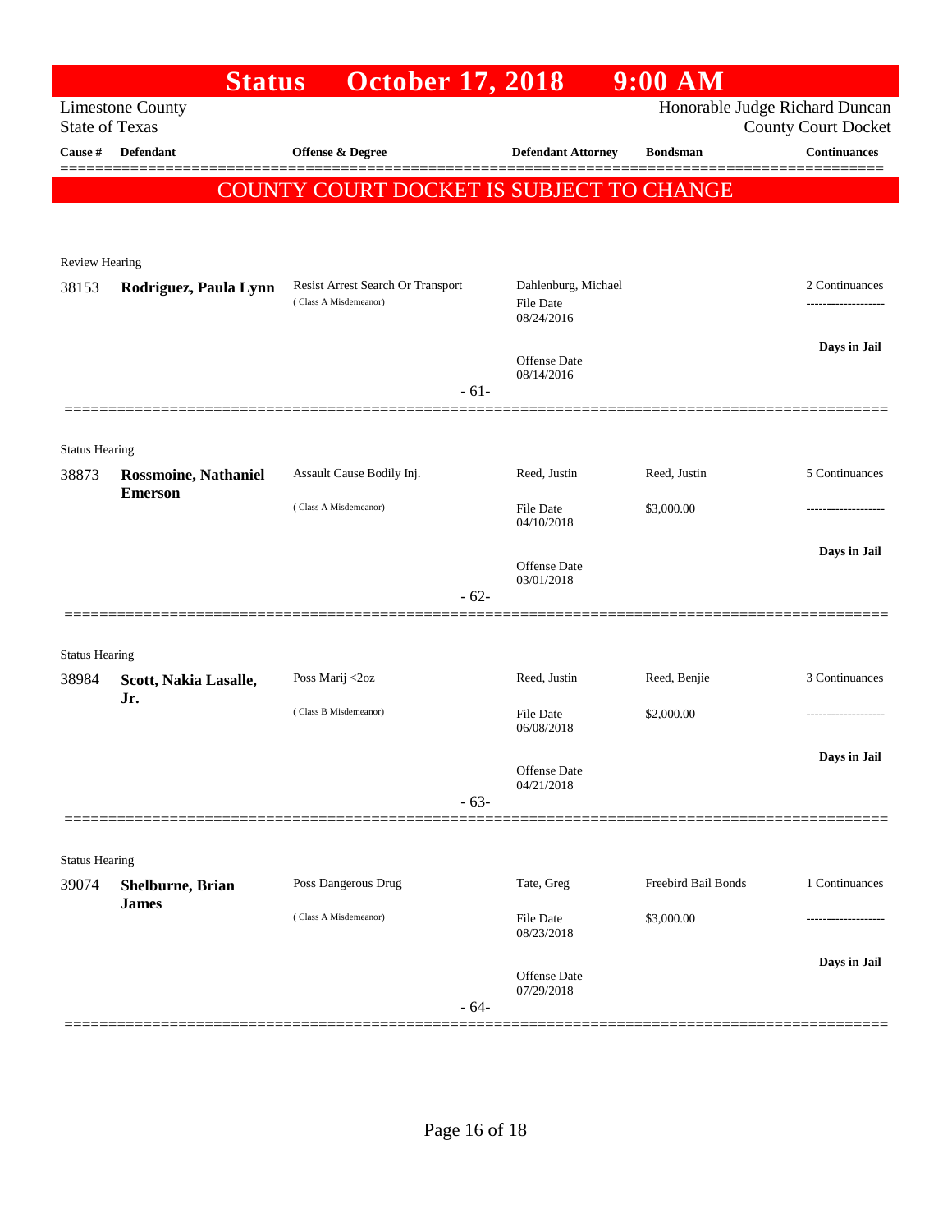# Status October 17, 2018 9:00 AM

Limestone County
State of Texas

Honorable Judge Richard Duncan
County Court Docket

**COUNTY COURT DOCKET IS SUBJECT TO CHANGE**

| Cause # | Defendant | Offense & Degree | Defendant Attorney | Bondsman | Continuances |
|---|---|---|---|---|---|
| **Review Hearing** | | | | | |
| 38153 | **Rodriguez, Paula Lynn** | Resist Arrest Search Or Transport (Class A Misdemeanor) | Dahlenburg, Michael<br>File Date 08/24/2016<br>Offense Date 08/14/2016 | | 2 Continuances<br>**Days in Jail** |
| | | - 61- | | | |
| **Status Hearing** | | | | | |
| 38873 | **Rossmoine, Nathaniel Emerson** | Assault Cause Bodily Inj. (Class A Misdemeanor) | Reed, Justin<br>File Date 04/10/2018<br>Offense Date 03/01/2018 | Reed, Justin<br>$3,000.00 | 5 Continuances<br>**Days in Jail** |
| | | - 62- | | | |
| **Status Hearing** | | | | | |
| 38984 | **Scott, Nakia Lasalle, Jr.** | Poss Marij <2oz (Class B Misdemeanor) | Reed, Justin<br>File Date 06/08/2018<br>Offense Date 04/21/2018 | Reed, Benjie<br>$2,000.00 | 3 Continuances<br>**Days in Jail** |
| | | - 63- | | | |
| **Status Hearing** | | | | | |
| 39074 | **Shelburne, Brian James** | Poss Dangerous Drug (Class A Misdemeanor) | Tate, Greg<br>File Date 08/23/2018<br>Offense Date 07/29/2018 | Freebird Bail Bonds<br>$3,000.00 | 1 Continuances<br>**Days in Jail** |
| | | - 64- | | | |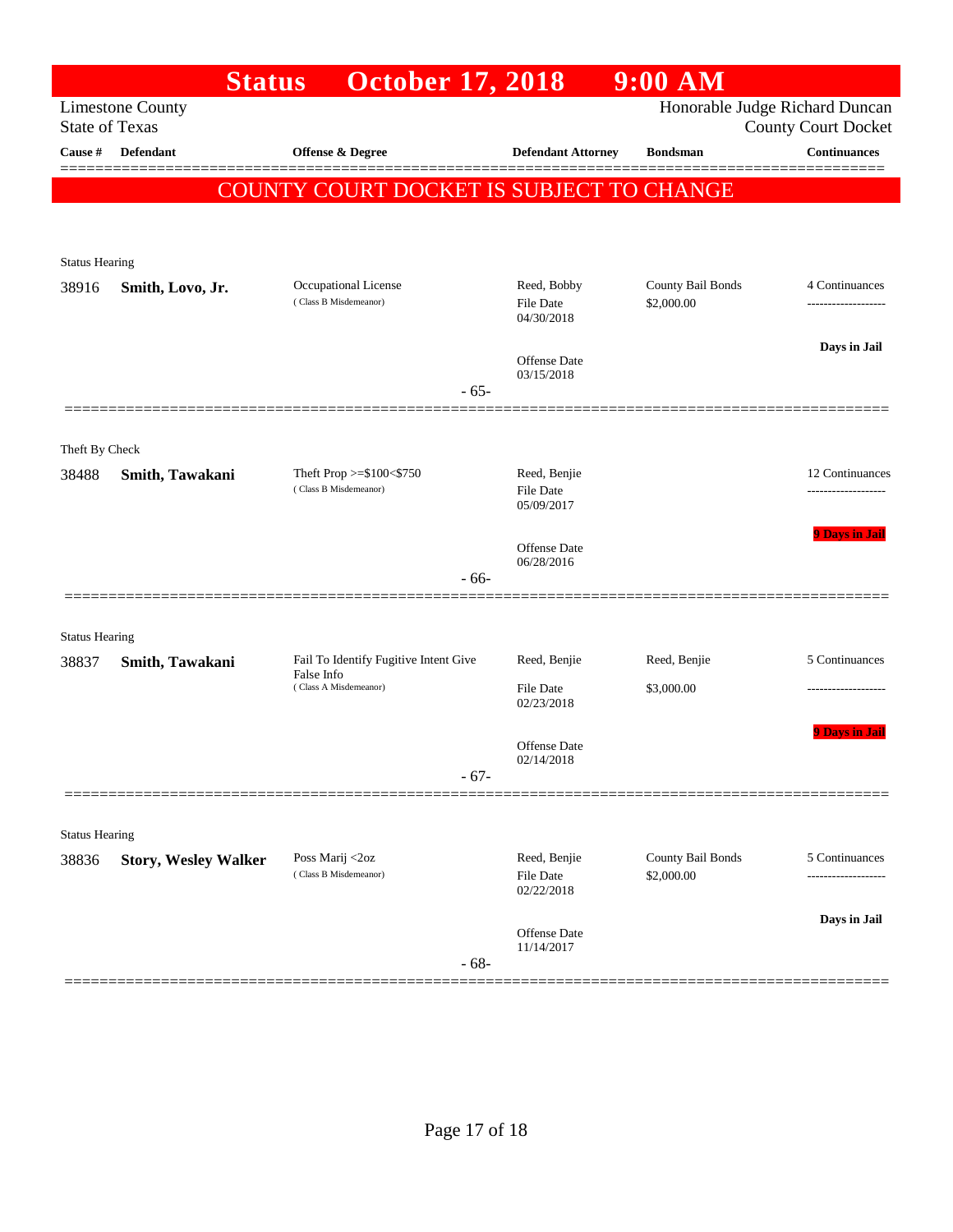# Status October 17, 2018 9:00 AM

Limestone County
State of Texas

Honorable Judge Richard Duncan
County Court Docket

| Cause # | Defendant | Offense & Degree | Defendant Attorney | Bondsman | Continuances |
|---|---|---|---|---|---|

**COUNTY COURT DOCKET IS SUBJECT TO CHANGE**

---

Status Hearing

| Cause # | Defendant | Offense & Degree | Defendant Attorney | Bondsman | Continuances |
|---|---|---|---|---|---|
| 38916 | **Smith, Lovo, Jr.** | Occupational License (Class B Misdemeanor) | Reed, Bobby<br>File Date 04/30/2018<br>Offense Date 03/15/2018 | County Bail Bonds<br>$2,000.00 | 4 Continuances<br>Days in Jail |

- 65-

---

Theft By Check

| Cause # | Defendant | Offense & Degree | Defendant Attorney | Bondsman | Continuances |
|---|---|---|---|---|---|
| 38488 | **Smith, Tawakani** | Theft Prop >=$100<$750 (Class B Misdemeanor) | Reed, Benjie<br>File Date 05/09/2017<br>Offense Date 06/28/2016 | | 12 Continuances<br>9 Days in Jail |

- 66-

---

Status Hearing

| Cause # | Defendant | Offense & Degree | Defendant Attorney | Bondsman | Continuances |
|---|---|---|---|---|---|
| 38837 | **Smith, Tawakani** | Fail To Identify Fugitive Intent Give False Info (Class A Misdemeanor) | Reed, Benjie<br>File Date 02/23/2018<br>Offense Date 02/14/2018 | Reed, Benjie<br>$3,000.00 | 5 Continuances<br>9 Days in Jail |

- 67-

---

Status Hearing

| Cause # | Defendant | Offense & Degree | Defendant Attorney | Bondsman | Continuances |
|---|---|---|---|---|---|
| 38836 | **Story, Wesley Walker** | Poss Marij <2oz (Class B Misdemeanor) | Reed, Benjie<br>File Date 02/22/2018<br>Offense Date 11/14/2017 | County Bail Bonds<br>$2,000.00 | 5 Continuances<br>Days in Jail |

- 68-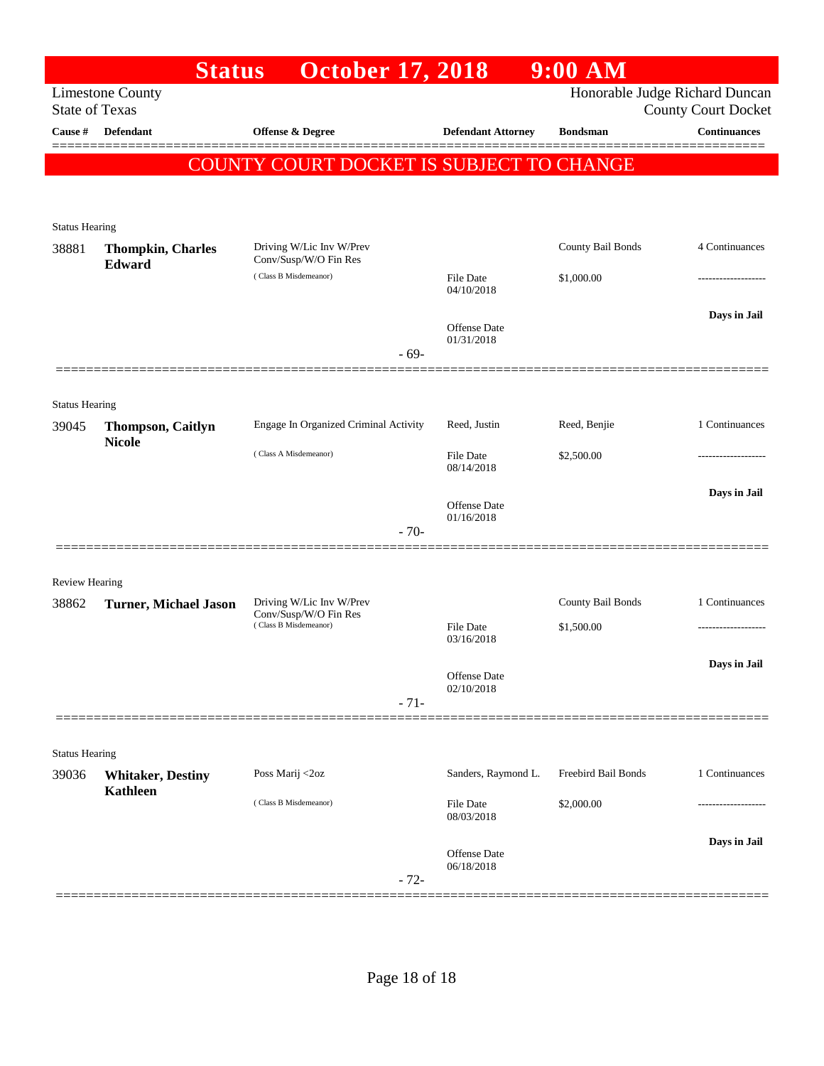# Status October 17, 2018 9:00 AM

Limestone County
State of Texas

Honorable Judge Richard Duncan
County Court Docket

**COUNTY COURT DOCKET IS SUBJECT TO CHANGE**

| Cause # | Defendant | Offense & Degree | Defendant Attorney | Bondsman | Continuances |
|---|---|---|---|---|---|
| Status Hearing | | | | | |
| 38881 | **Thompkin, Charles Edward** | Driving W/Lic Inv W/Prev Conv/Susp/W/O Fin Res (Class B Misdemeanor) | File Date 04/10/2018; Offense Date 01/31/2018 | County Bail Bonds $1,000.00 | 4 Continuances; Days in Jail |
| | | - 69- | | | |
| Status Hearing | | | | | |
| 39045 | **Thompson, Caitlyn Nicole** | Engage In Organized Criminal Activity (Class A Misdemeanor) | Reed, Justin; File Date 08/14/2018; Offense Date 01/16/2018 | Reed, Benjie $2,500.00 | 1 Continuances; Days in Jail |
| | | - 70- | | | |
| Review Hearing | | | | | |
| 38862 | **Turner, Michael Jason** | Driving W/Lic Inv W/Prev Conv/Susp/W/O Fin Res (Class B Misdemeanor) | File Date 03/16/2018; Offense Date 02/10/2018 | County Bail Bonds $1,500.00 | 1 Continuances; Days in Jail |
| | | - 71- | | | |
| Status Hearing | | | | | |
| 39036 | **Whitaker, Destiny Kathleen** | Poss Marij <2oz (Class B Misdemeanor) | Sanders, Raymond L.; File Date 08/03/2018; Offense Date 06/18/2018 | Freebird Bail Bonds $2,000.00 | 1 Continuances; Days in Jail |
| | | - 72- | | | |